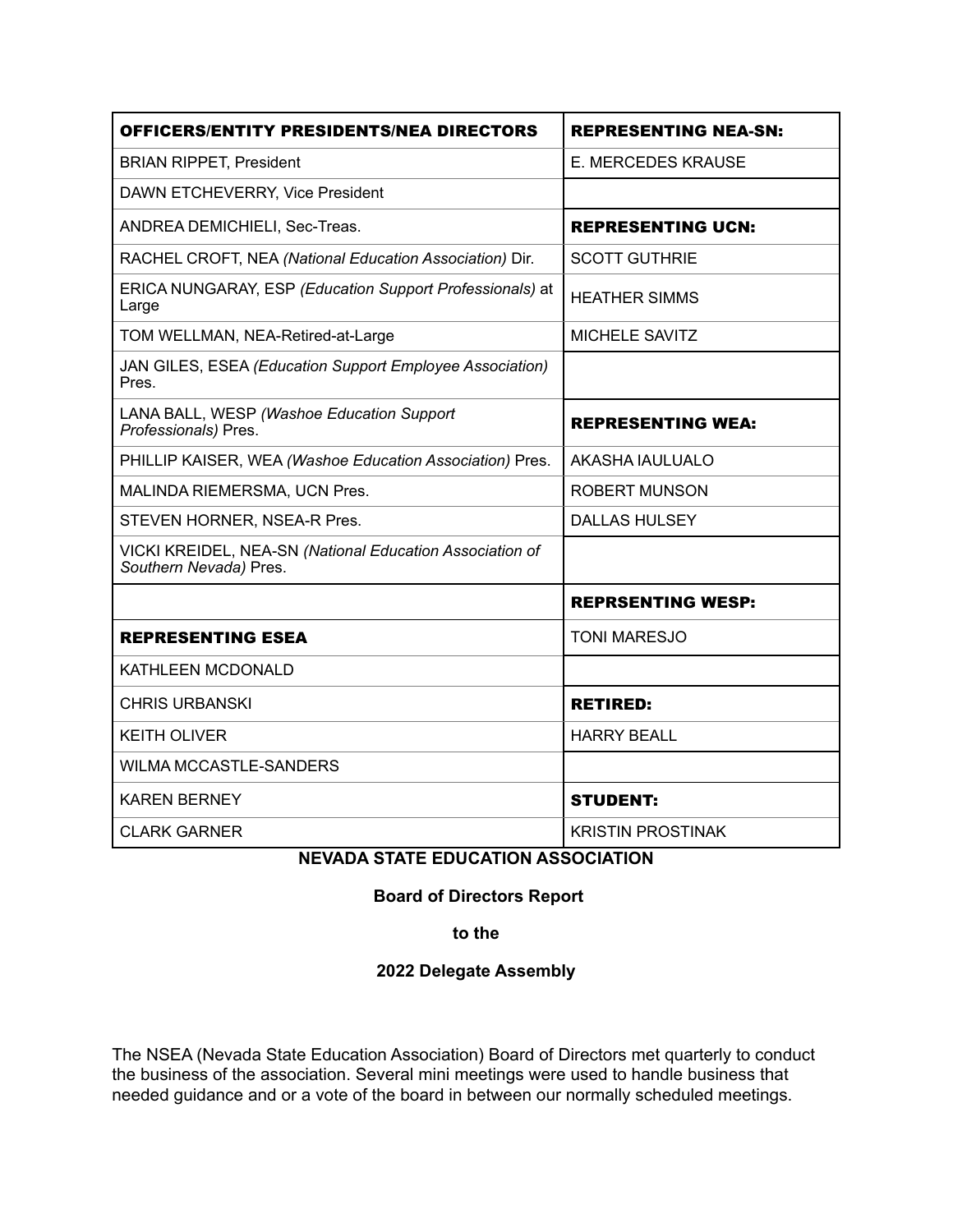| OFFICERS/ENTITY PRESIDENTS/NEA DIRECTORS | REPRESENTING NEA-SN: |
|---|---|
| BRIAN RIPPET, President | E. MERCEDES KRAUSE |
| DAWN ETCHEVERRY, Vice President | |
| ANDREA DEMICHIELI, Sec-Treas. | **REPRESENTING UCN:** |
| RACHEL CROFT, NEA *(National Education Association)* Dir. | SCOTT GUTHRIE |
| ERICA NUNGARAY, ESP *(Education Support Professionals)* at Large | HEATHER SIMMS |
| TOM WELLMAN, NEA-Retired-at-Large | MICHELE SAVITZ |
| JAN GILES, ESEA *(Education Support Employee Association)* Pres. | |
| LANA BALL, WESP *(Washoe Education Support Professionals)* Pres. | **REPRESENTING WEA:** |
| PHILLIP KAISER, WEA *(Washoe Education Association)* Pres. | AKASHA IAULUALO |
| MALINDA RIEMERSMA, UCN Pres. | ROBERT MUNSON |
| STEVEN HORNER, NSEA-R Pres. | DALLAS HULSEY |
| VICKI KREIDEL, NEA-SN *(National Education Association of Southern Nevada)* Pres. | |
| | **REPRSENTING WESP:** |
| **REPRESENTING ESEA** | TONI MARESJO |
| KATHLEEN MCDONALD | |
| CHRIS URBANSKI | **RETIRED:** |
| KEITH OLIVER | HARRY BEALL |
| WILMA MCCASTLE-SANDERS | |
| KAREN BERNEY | **STUDENT:** |
| CLARK GARNER | KRISTIN PROSTINAK |

**NEVADA STATE EDUCATION ASSOCIATION**

**Board of Directors Report**

**to the**

**2022 Delegate Assembly**

The NSEA (Nevada State Education Association) Board of Directors met quarterly to conduct the business of the association. Several mini meetings were used to handle business that needed guidance and or a vote of the board in between our normally scheduled meetings.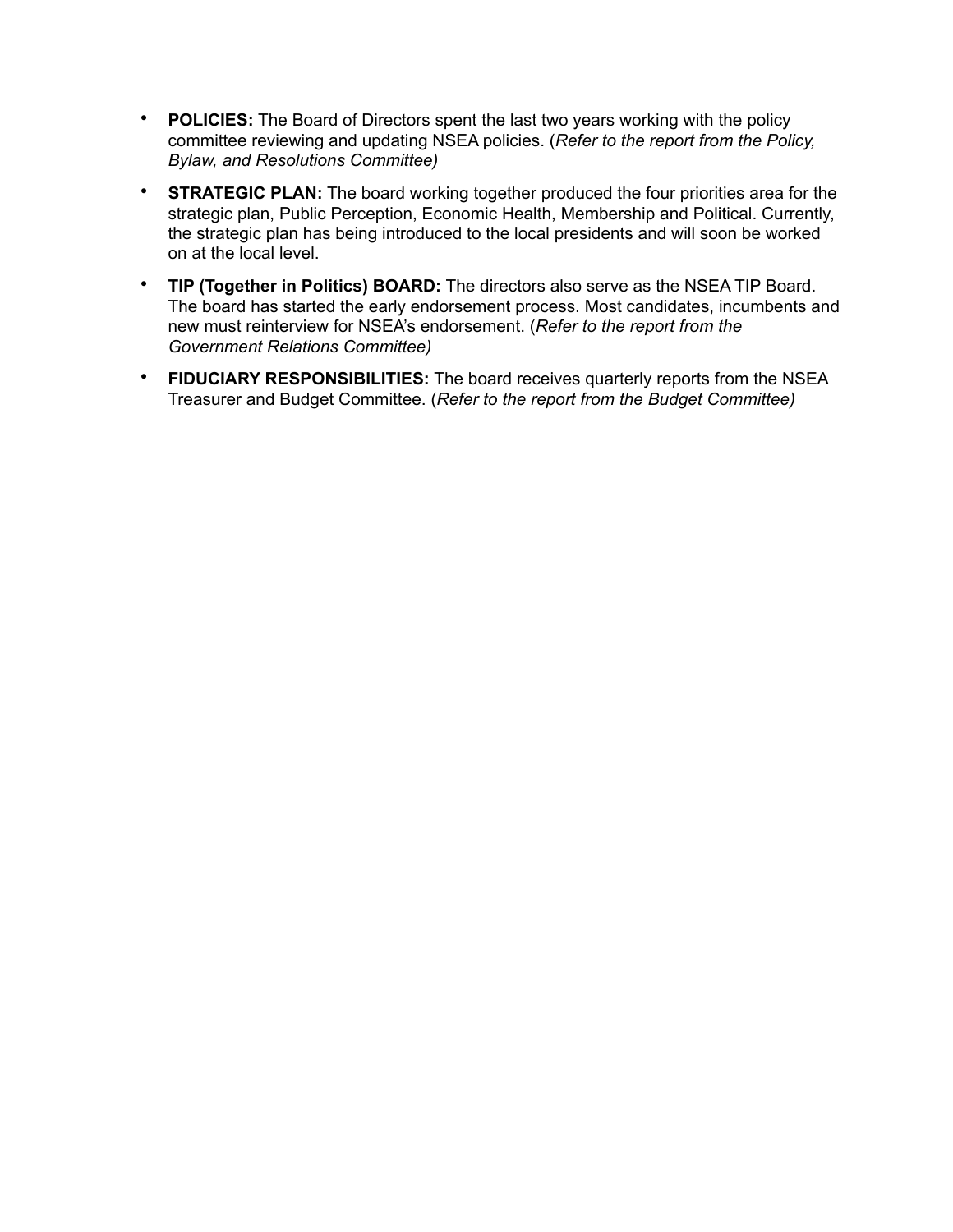- **POLICIES:** The Board of Directors spent the last two years working with the policy committee reviewing and updating NSEA policies. (*Refer to the report from the Policy, Bylaw, and Resolutions Committee)*
- **STRATEGIC PLAN:** The board working together produced the four priorities area for the strategic plan, Public Perception, Economic Health, Membership and Political. Currently, the strategic plan has being introduced to the local presidents and will soon be worked on at the local level.
- **TIP (Together in Politics) BOARD:** The directors also serve as the NSEA TIP Board. The board has started the early endorsement process. Most candidates, incumbents and new must reinterview for NSEA's endorsement. (*Refer to the report from the Government Relations Committee)*
- **FIDUCIARY RESPONSIBILITIES:** The board receives quarterly reports from the NSEA Treasurer and Budget Committee. (*Refer to the report from the Budget Committee)*